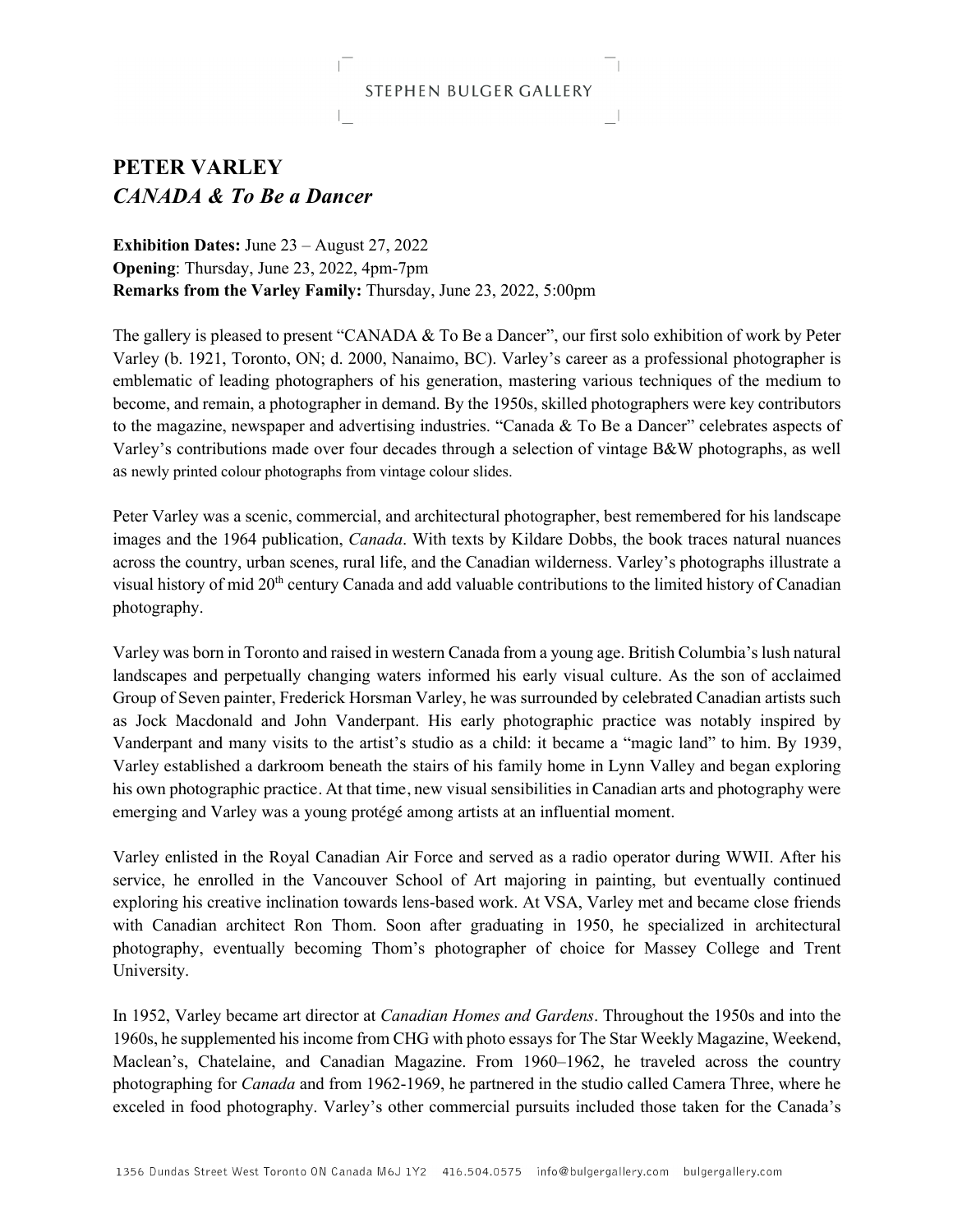STEPHEN BULGER GALLERY

# PETER VARLEY

## *CANADA & To Be a Dancer*

**Exhibition Dates:** June 23 – August 27, 2022
**Opening**: Thursday, June 23, 2022, 4pm-7pm
**Remarks from the Varley Family:** Thursday, June 23, 2022, 5:00pm

The gallery is pleased to present "CANADA & To Be a Dancer", our first solo exhibition of work by Peter Varley (b. 1921, Toronto, ON; d. 2000, Nanaimo, BC). Varley's career as a professional photographer is emblematic of leading photographers of his generation, mastering various techniques of the medium to become, and remain, a photographer in demand. By the 1950s, skilled photographers were key contributors to the magazine, newspaper and advertising industries. "Canada & To Be a Dancer" celebrates aspects of Varley's contributions made over four decades through a selection of vintage B&W photographs, as well as newly printed colour photographs from vintage colour slides.

Peter Varley was a scenic, commercial, and architectural photographer, best remembered for his landscape images and the 1964 publication, *Canada*. With texts by Kildare Dobbs, the book traces natural nuances across the country, urban scenes, rural life, and the Canadian wilderness. Varley's photographs illustrate a visual history of mid 20th century Canada and add valuable contributions to the limited history of Canadian photography.

Varley was born in Toronto and raised in western Canada from a young age. British Columbia's lush natural landscapes and perpetually changing waters informed his early visual culture. As the son of acclaimed Group of Seven painter, Frederick Horsman Varley, he was surrounded by celebrated Canadian artists such as Jock Macdonald and John Vanderpant. His early photographic practice was notably inspired by Vanderpant and many visits to the artist's studio as a child: it became a "magic land" to him. By 1939, Varley established a darkroom beneath the stairs of his family home in Lynn Valley and began exploring his own photographic practice. At that time, new visual sensibilities in Canadian arts and photography were emerging and Varley was a young protégé among artists at an influential moment.

Varley enlisted in the Royal Canadian Air Force and served as a radio operator during WWII. After his service, he enrolled in the Vancouver School of Art majoring in painting, but eventually continued exploring his creative inclination towards lens-based work. At VSA, Varley met and became close friends with Canadian architect Ron Thom. Soon after graduating in 1950, he specialized in architectural photography, eventually becoming Thom's photographer of choice for Massey College and Trent University.

In 1952, Varley became art director at *Canadian Homes and Gardens*. Throughout the 1950s and into the 1960s, he supplemented his income from CHG with photo essays for The Star Weekly Magazine, Weekend, Maclean's, Chatelaine, and Canadian Magazine. From 1960–1962, he traveled across the country photographing for *Canada* and from 1962-1969, he partnered in the studio called Camera Three, where he exceled in food photography. Varley's other commercial pursuits included those taken for the Canada's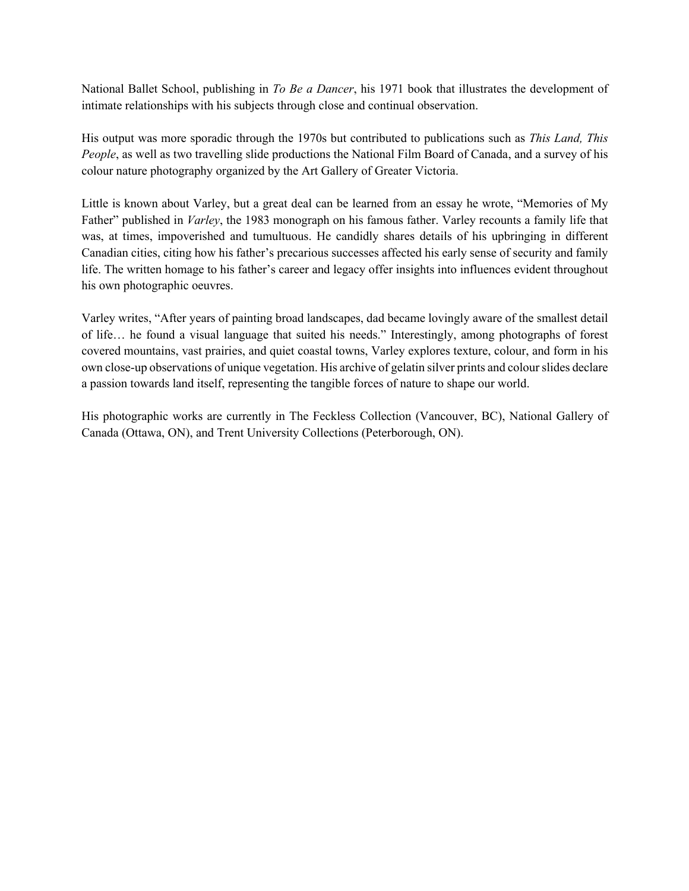National Ballet School, publishing in *To Be a Dancer*, his 1971 book that illustrates the development of intimate relationships with his subjects through close and continual observation.

His output was more sporadic through the 1970s but contributed to publications such as *This Land, This People*, as well as two travelling slide productions the National Film Board of Canada, and a survey of his colour nature photography organized by the Art Gallery of Greater Victoria.

Little is known about Varley, but a great deal can be learned from an essay he wrote, "Memories of My Father" published in *Varley*, the 1983 monograph on his famous father. Varley recounts a family life that was, at times, impoverished and tumultuous. He candidly shares details of his upbringing in different Canadian cities, citing how his father's precarious successes affected his early sense of security and family life. The written homage to his father's career and legacy offer insights into influences evident throughout his own photographic oeuvres.

Varley writes, "After years of painting broad landscapes, dad became lovingly aware of the smallest detail of life… he found a visual language that suited his needs." Interestingly, among photographs of forest covered mountains, vast prairies, and quiet coastal towns, Varley explores texture, colour, and form in his own close-up observations of unique vegetation. His archive of gelatin silver prints and colour slides declare a passion towards land itself, representing the tangible forces of nature to shape our world.

His photographic works are currently in The Feckless Collection (Vancouver, BC), National Gallery of Canada (Ottawa, ON), and Trent University Collections (Peterborough, ON).